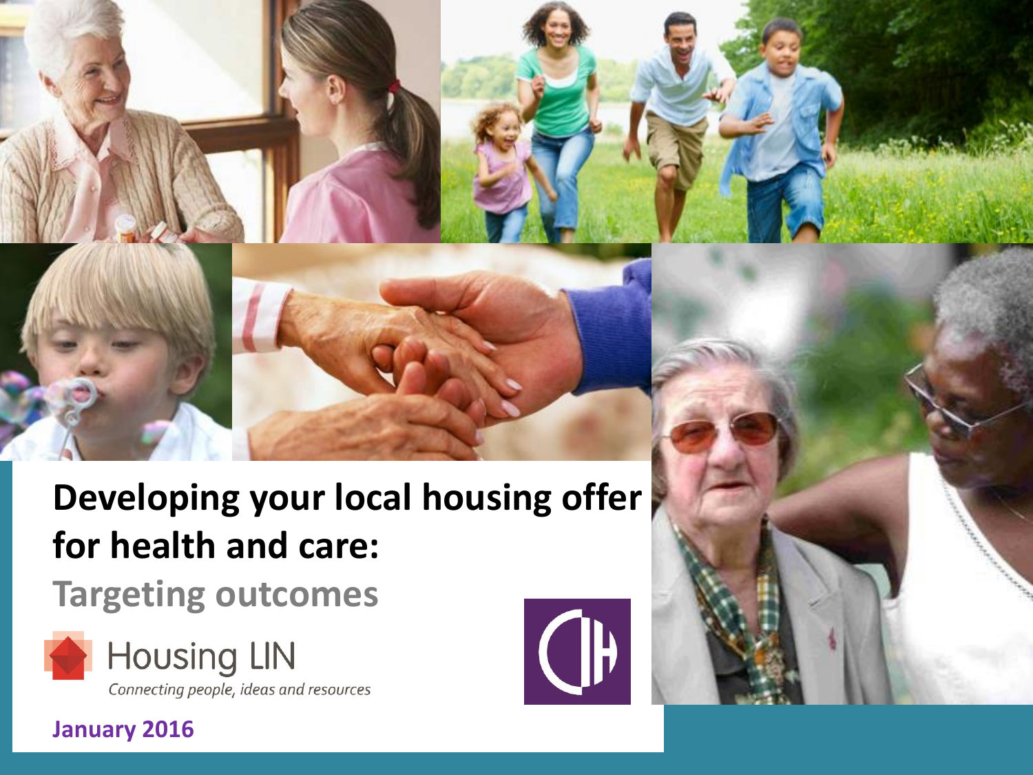# Developing your local housing offer for health and care:

## Targeting outcomes

Housing LIN

*Connecting people, ideas and resources*

**January 2016**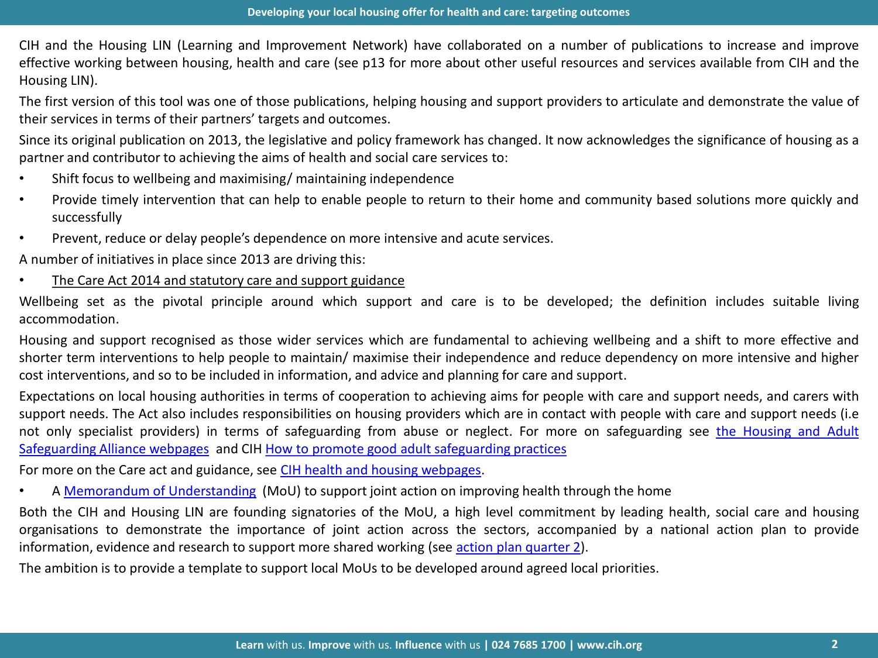CIH and the Housing LIN (Learning and Improvement Network) have collaborated on a number of publications to increase and improve effective working between housing, health and care (see p13 for more about other useful resources and services available from CIH and the Housing LIN).

The first version of this tool was one of those publications, helping housing and support providers to articulate and demonstrate the value of their services in terms of their partners' targets and outcomes.

Since its original publication on 2013, the legislative and policy framework has changed. It now acknowledges the significance of housing as a partner and contributor to achieving the aims of health and social care services to:

- Shift focus to wellbeing and maximising/ maintaining independence
- Provide timely intervention that can help to enable people to return to their home and community based solutions more quickly and successfully
- Prevent, reduce or delay people's dependence on more intensive and acute services.

A number of initiatives in place since 2013 are driving this:

- The Care Act 2014 and statutory care and support guidance

Wellbeing set as the pivotal principle around which support and care is to be developed; the definition includes suitable living accommodation.

Housing and support recognised as those wider services which are fundamental to achieving wellbeing and a shift to more effective and shorter term interventions to help people to maintain/ maximise their independence and reduce dependency on more intensive and higher cost interventions, and so to be included in information, and advice and planning for care and support.

Expectations on local housing authorities in terms of cooperation to achieving aims for people with care and support needs, and carers with support needs. The Act also includes responsibilities on housing providers which are in contact with people with care and support needs (i.e not only specialist providers) in terms of safeguarding from abuse or neglect. For more on safeguarding see the Housing and Adult Safeguarding Alliance webpages and CIH How to promote good adult safeguarding practices

For more on the Care act and guidance, see CIH health and housing webpages.

- A Memorandum of Understanding (MoU) to support joint action on improving health through the home

Both the CIH and Housing LIN are founding signatories of the MoU, a high level commitment by leading health, social care and housing organisations to demonstrate the importance of joint action across the sectors, accompanied by a national action plan to provide information, evidence and research to support more shared working (see action plan quarter 2).

The ambition is to provide a template to support local MoUs to be developed around agreed local priorities.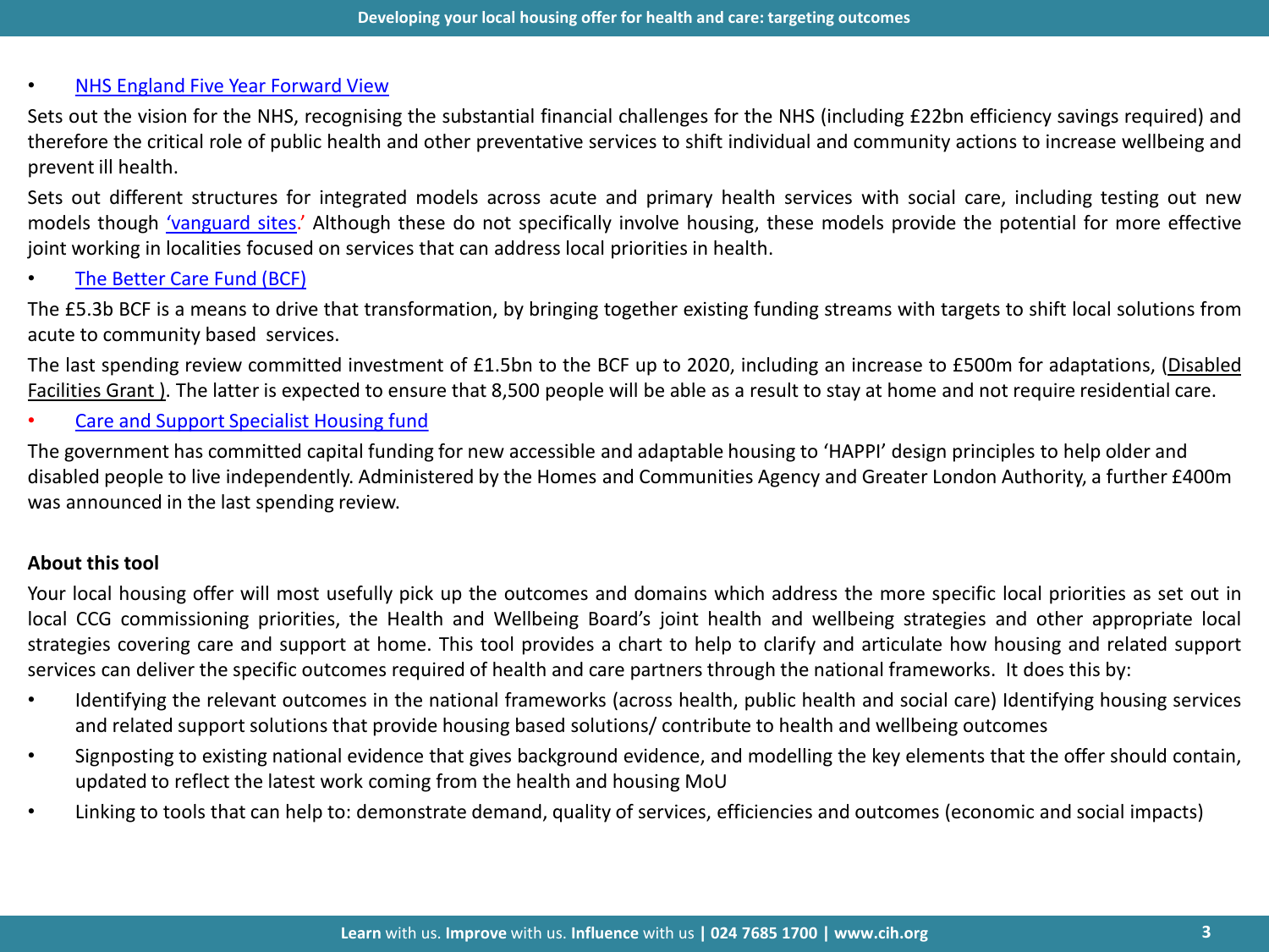- NHS England Five Year Forward View

Sets out the vision for the NHS, recognising the substantial financial challenges for the NHS (including £22bn efficiency savings required) and therefore the critical role of public health and other preventative services to shift individual and community actions to increase wellbeing and prevent ill health.

Sets out different structures for integrated models across acute and primary health services with social care, including testing out new models though 'vanguard sites.' Although these do not specifically involve housing, these models provide the potential for more effective joint working in localities focused on services that can address local priorities in health.

- The Better Care Fund (BCF)

The £5.3b BCF is a means to drive that transformation, by bringing together existing funding streams with targets to shift local solutions from acute to community based services.

The last spending review committed investment of £1.5bn to the BCF up to 2020, including an increase to £500m for adaptations, (Disabled Facilities Grant ). The latter is expected to ensure that 8,500 people will be able as a result to stay at home and not require residential care.

- Care and Support Specialist Housing fund

The government has committed capital funding for new accessible and adaptable housing to 'HAPPI' design principles to help older and disabled people to live independently. Administered by the Homes and Communities Agency and Greater London Authority, a further £400m was announced in the last spending review.

**About this tool**

Your local housing offer will most usefully pick up the outcomes and domains which address the more specific local priorities as set out in local CCG commissioning priorities, the Health and Wellbeing Board's joint health and wellbeing strategies and other appropriate local strategies covering care and support at home. This tool provides a chart to help to clarify and articulate how housing and related support services can deliver the specific outcomes required of health and care partners through the national frameworks. It does this by:

- Identifying the relevant outcomes in the national frameworks (across health, public health and social care) Identifying housing services and related support solutions that provide housing based solutions/ contribute to health and wellbeing outcomes
- Signposting to existing national evidence that gives background evidence, and modelling the key elements that the offer should contain, updated to reflect the latest work coming from the health and housing MoU
- Linking to tools that can help to: demonstrate demand, quality of services, efficiencies and outcomes (economic and social impacts)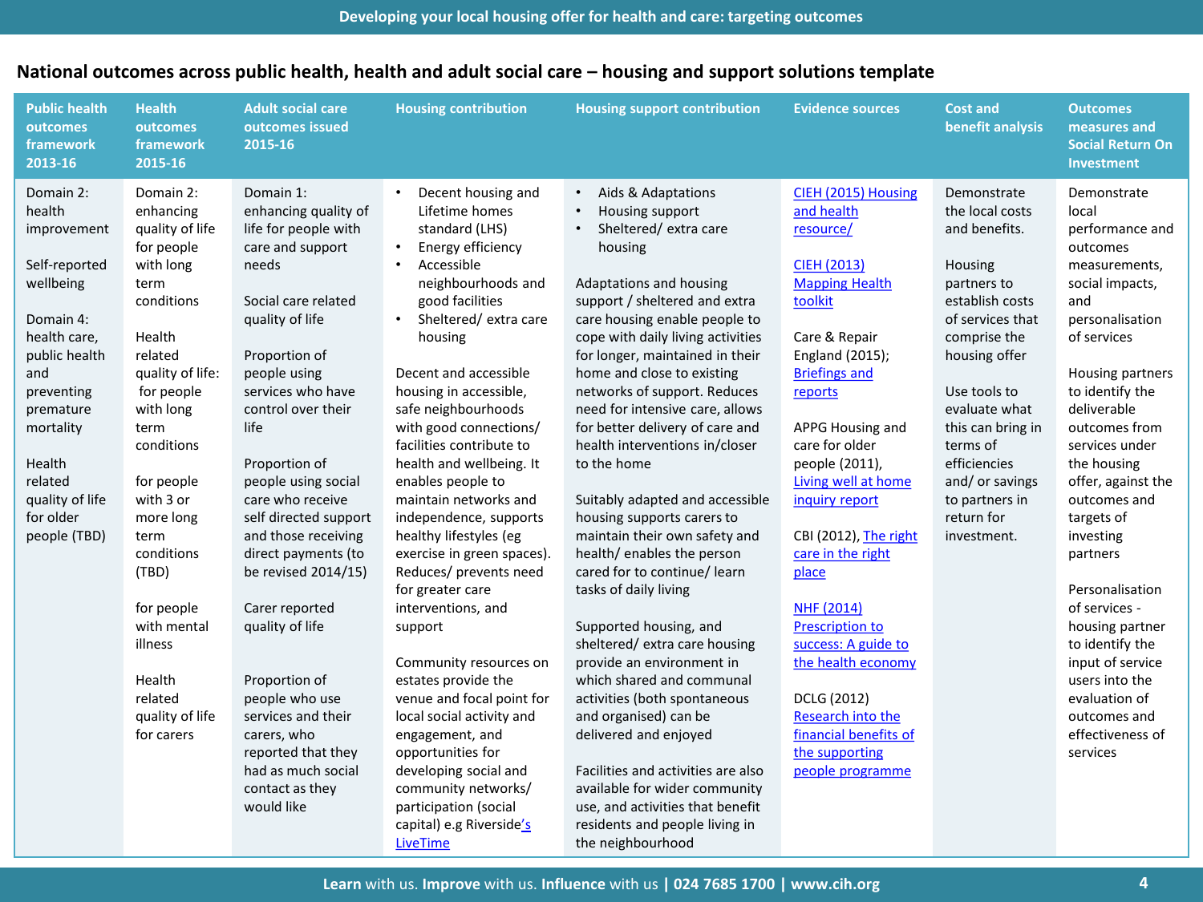## National outcomes across public health, health and adult social care – housing and support solutions template

| Public health outcomes framework 2013-16 | Health outcomes framework 2015-16 | Adult social care outcomes issued 2015-16 | Housing contribution | Housing support contribution | Evidence sources | Cost and benefit analysis | Outcomes measures and Social Return On Investment |
|---|---|---|---|---|---|---|---|
| Domain 2: health improvement<br><br>Self-reported wellbeing<br><br>Domain 4: health care, public health and preventing premature mortality<br><br>Health related quality of life for older people (TBD) | Domain 2: enhancing quality of life for people with long term conditions<br><br>Health related quality of life: for people with long term conditions<br><br>for people with 3 or more long term conditions (TBD)<br><br>for people with mental illness<br><br>Health related quality of life for carers | Domain 1: enhancing quality of life for people with care and support needs<br><br>Social care related quality of life<br><br>Proportion of people using services who have control over their life<br><br>Proportion of people using social care who receive self directed support and those receiving direct payments (to be revised 2014/15)<br><br>Carer reported quality of life<br><br>Proportion of people who use services and their carers, who reported that they had as much social contact as they would like | • Decent housing and Lifetime homes standard (LHS)<br>• Energy efficiency<br>• Accessible neighbourhoods and good facilities<br>• Sheltered/ extra care housing<br><br>Decent and accessible housing in accessible, safe neighbourhoods with good connections/ facilities contribute to health and wellbeing. It enables people to maintain networks and independence, supports healthy lifestyles (eg exercise in green spaces). Reduces/ prevents need for greater care interventions, and support<br><br>Community resources on estates provide the venue and focal point for local social activity and engagement, and opportunities for developing social and community networks/ participation (social capital) e.g Riverside's LiveTime | • Aids & Adaptations<br>• Housing support<br>• Sheltered/ extra care housing<br><br>Adaptations and housing support / sheltered and extra care housing enable people to cope with daily living activities for longer, maintained in their home and close to existing networks of support. Reduces need for intensive care, allows for better delivery of care and health interventions in/closer to the home<br><br>Suitably adapted and accessible housing supports carers to maintain their own safety and health/ enables the person cared for to continue/ learn tasks of daily living<br><br>Supported housing, and sheltered/ extra care housing provide an environment in which shared and communal activities (both spontaneous and organised) can be delivered and enjoyed<br><br>Facilities and activities are also available for wider community use, and activities that benefit residents and people living in the neighbourhood | CIEH (2015) Housing and health resource/<br><br>CIEH (2013) Mapping Health toolkit<br><br>Care & Repair England (2015); Briefings and reports<br><br>APPG Housing and care for older people (2011), Living well at home inquiry report<br><br>CBI (2012), The right care in the right place<br><br>NHF (2014) Prescription to success: A guide to the health economy<br><br>DCLG (2012) Research into the financial benefits of the supporting people programme | Demonstrate the local costs and benefits.<br><br>Housing partners to establish costs of services that comprise the housing offer<br><br>Use tools to evaluate what this can bring in terms of efficiencies and/ or savings to partners in return for investment. | Demonstrate local performance and outcomes measurements, social impacts, and personalisation of services<br><br>Housing partners to identify the deliverable outcomes from services under the housing offer, against the outcomes and targets of investing partners<br><br>Personalisation of services - housing partner to identify the input of service users into the evaluation of outcomes and effectiveness of services |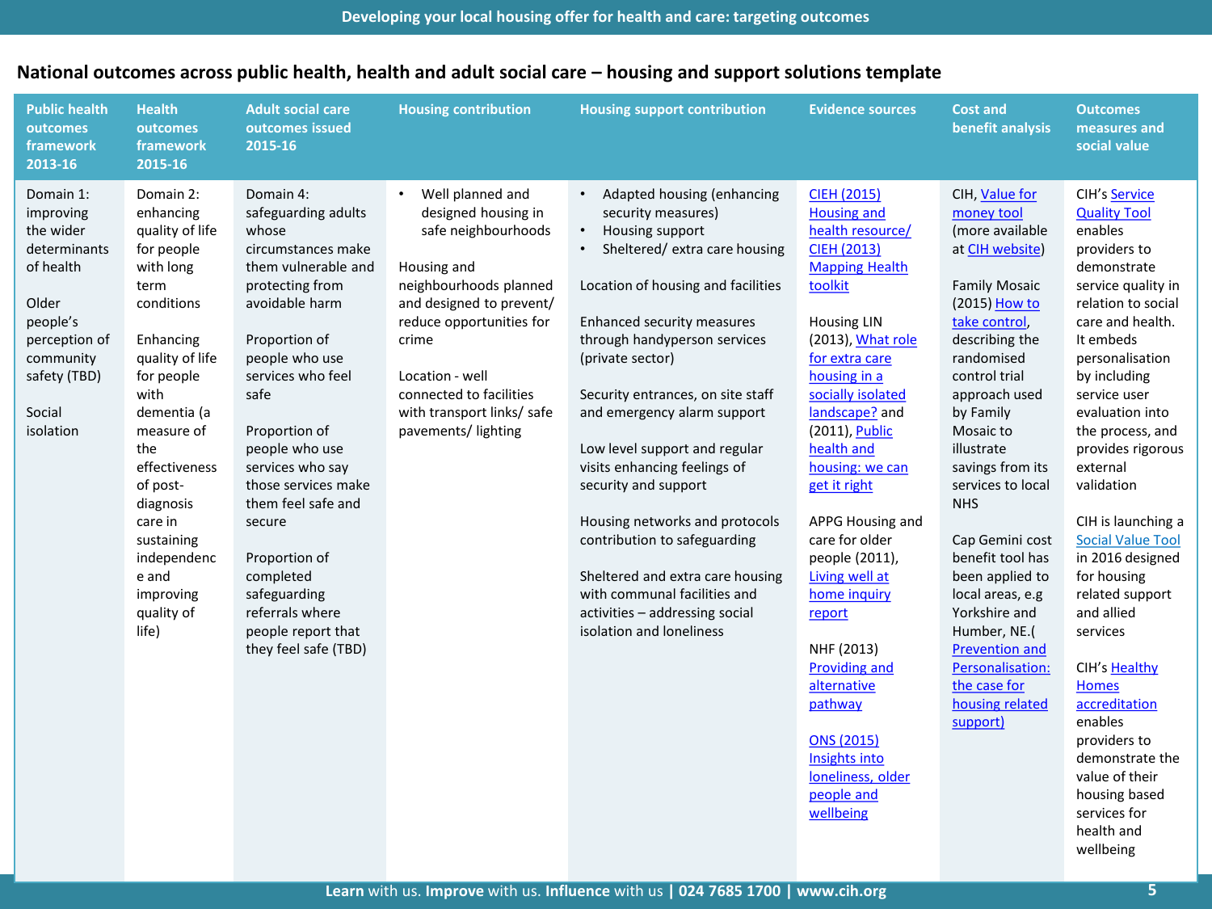## National outcomes across public health, health and adult social care – housing and support solutions template

| Public health outcomes framework 2013-16 | Health outcomes framework 2015-16 | Adult social care outcomes issued 2015-16 | Housing contribution | Housing support contribution | Evidence sources | Cost and benefit analysis | Outcomes measures and social value |
|---|---|---|---|---|---|---|---|
| Domain 1: improving the wider determinants of health<br><br>Older people's perception of community safety (TBD)<br><br>Social isolation | Domain 2: enhancing quality of life for people with long term conditions<br><br>Enhancing quality of life for people with dementia (a measure of the effectiveness of post-diagnosis care in sustaining independence and improving quality of life) | Domain 4: safeguarding adults whose circumstances make them vulnerable and protecting from avoidable harm<br><br>Proportion of people who use services who feel safe<br><br>Proportion of people who use services who say those services make them feel safe and secure<br><br>Proportion of completed safeguarding referrals where people report that they feel safe (TBD) | • Well planned and designed housing in safe neighbourhoods<br><br>Housing and neighbourhoods planned and designed to prevent/ reduce opportunities for crime<br><br>Location - well connected to facilities with transport links/ safe pavements/ lighting | • Adapted housing (enhancing security measures)<br>• Housing support<br>• Sheltered/ extra care housing<br><br>Location of housing and facilities<br><br>Enhanced security measures through handyperson services (private sector)<br><br>Security entrances, on site staff and emergency alarm support<br><br>Low level support and regular visits enhancing feelings of security and support<br><br>Housing networks and protocols contribution to safeguarding<br><br>Sheltered and extra care housing with communal facilities and activities – addressing social isolation and loneliness | CIEH (2015) Housing and health resource/ CIEH (2013) Mapping Health toolkit<br><br>Housing LIN (2013), What role for extra care housing in a socially isolated landscape? and (2011), Public health and housing: we can get it right<br><br>APPG Housing and care for older people (2011), Living well at home inquiry report<br><br>NHF (2013) Providing and alternative pathway<br><br>ONS (2015) Insights into loneliness, older people and wellbeing | CIH, Value for money tool (more available at CIH website)<br><br>Family Mosaic (2015) How to take control, describing the randomised control trial approach used by Family Mosaic to illustrate savings from its services to local NHS<br><br>Cap Gemini cost benefit tool has been applied to local areas, e.g Yorkshire and Humber, NE.( Prevention and Personalisation: the case for housing related support) | CIH's Service Quality Tool enables providers to demonstrate service quality in relation to social care and health. It embeds personalisation by including service user evaluation into the process, and provides rigorous external validation<br><br>CIH is launching a Social Value Tool in 2016 designed for housing related support and allied services<br><br>CIH's Healthy Homes accreditation enables providers to demonstrate the value of their housing based services for health and wellbeing |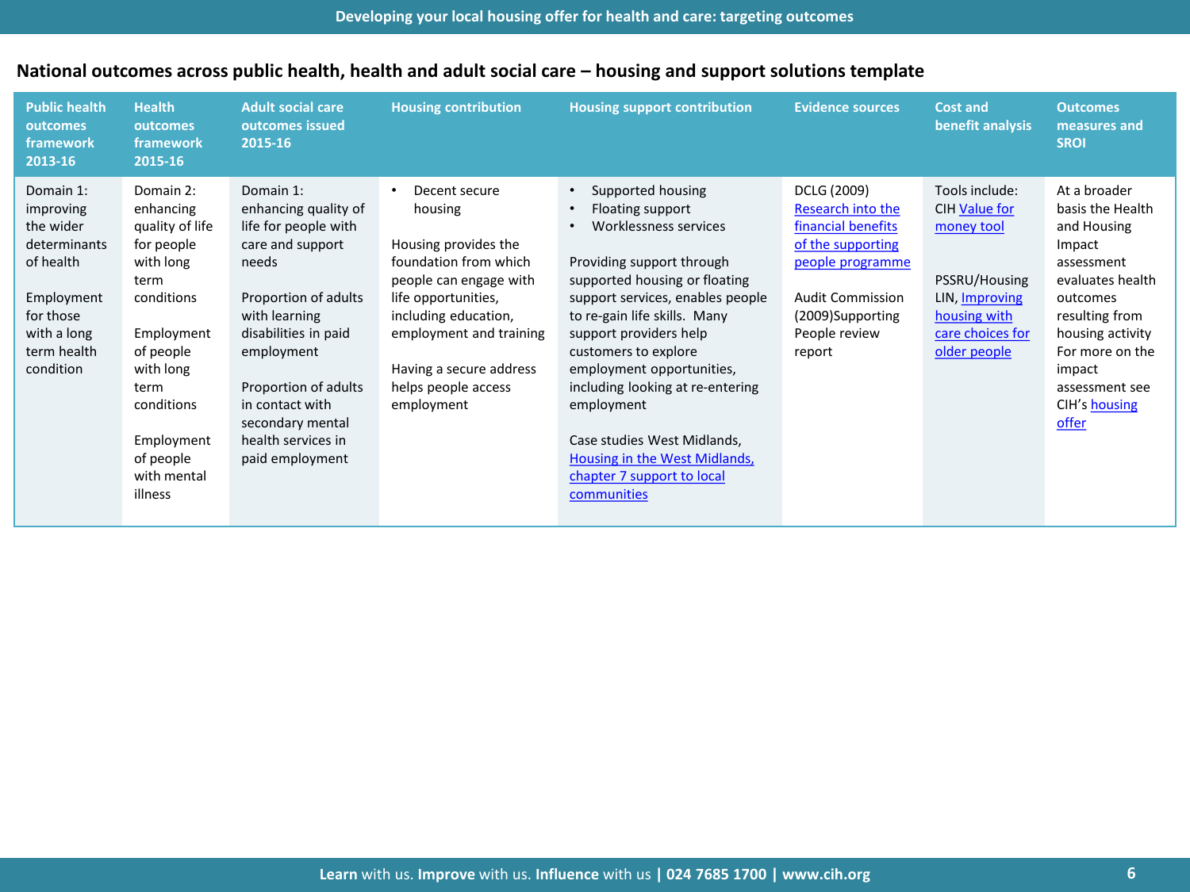## National outcomes across public health, health and adult social care – housing and support solutions template

| Public health outcomes framework 2013-16 | Health outcomes framework 2015-16 | Adult social care outcomes issued 2015-16 | Housing contribution | Housing support contribution | Evidence sources | Cost and benefit analysis | Outcomes measures and SROI |
|---|---|---|---|---|---|---|---|
| Domain 1: improving the wider determinants of health<br><br>Employment for those with a long term health condition | Domain 2: enhancing quality of life for people with long term conditions<br><br>Employment of people with long term conditions<br><br>Employment of people with mental illness | Domain 1: enhancing quality of life for people with care and support needs<br><br>Proportion of adults with learning disabilities in paid employment<br><br>Proportion of adults in contact with secondary mental health services in paid employment | • Decent secure housing<br><br>Housing provides the foundation from which people can engage with life opportunities, including education, employment and training<br><br>Having a secure address helps people access employment | • Supported housing<br>• Floating support<br>• Worklessness services<br><br>Providing support through supported housing or floating support services, enables people to re-gain life skills. Many support providers help customers to explore employment opportunities, including looking at re-entering employment<br><br>Case studies West Midlands, Housing in the West Midlands, chapter 7 support to local communities | DCLG (2009) Research into the financial benefits of the supporting people programme<br><br>Audit Commission (2009)Supporting People review report | Tools include: CIH Value for money tool<br><br>PSSRU/Housing LIN, Improving housing with care choices for older people | At a broader basis the Health and Housing Impact assessment evaluates health outcomes resulting from housing activity For more on the impact assessment see CIH's housing offer |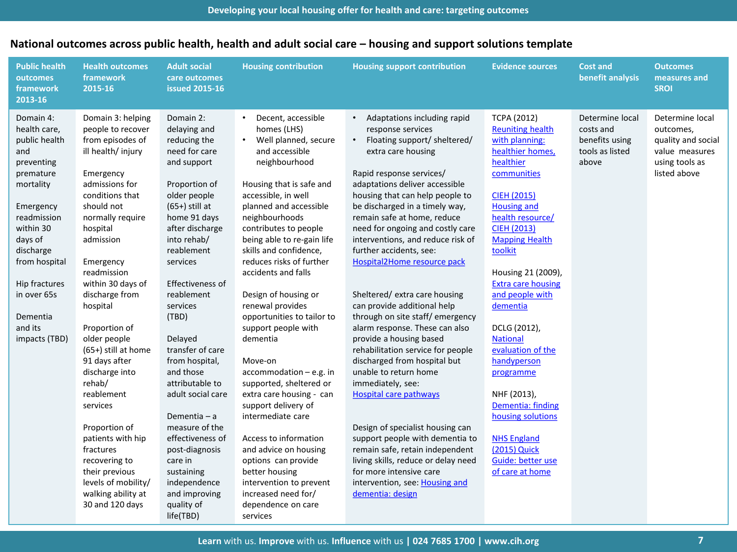## National outcomes across public health, health and adult social care – housing and support solutions template

| Public health outcomes framework 2013-16 | Health outcomes framework 2015-16 | Adult social care outcomes issued 2015-16 | Housing contribution | Housing support contribution | Evidence sources | Cost and benefit analysis | Outcomes measures and SROI |
|---|---|---|---|---|---|---|---|
| Domain 4: health care, public health and preventing premature mortality<br><br>Emergency readmission within 30 days of discharge from hospital<br><br>Hip fractures in over 65s<br><br>Dementia and its impacts (TBD) | Domain 3: helping people to recover from episodes of ill health/ injury<br><br>Emergency admissions for conditions that should not normally require hospital admission<br><br>Emergency readmission within 30 days of discharge from hospital<br><br>Proportion of older people (65+) still at home 91 days after discharge into rehab/ reablement services<br><br>Proportion of patients with hip fractures recovering to their previous levels of mobility/ walking ability at 30 and 120 days | Domain 2: delaying and reducing the need for care and support<br><br>Proportion of older people (65+) still at home 91 days after discharge into rehab/ reablement services<br><br>Effectiveness of reablement services (TBD)<br><br>Delayed transfer of care from hospital, and those attributable to adult social care<br><br>Dementia – a measure of the effectiveness of post-diagnosis care in sustaining independence and improving quality of life(TBD) | • Decent, accessible homes (LHS)<br>• Well planned, secure and accessible neighbourhood<br><br>Housing that is safe and accessible, in well planned and accessible neighbourhoods contributes to people being able to re-gain life skills and confidence, reduces risks of further accidents and falls<br><br>Design of housing or renewal provides opportunities to tailor to support people with dementia<br><br>Move-on accommodation – e.g. in supported, sheltered or extra care housing - can support delivery of intermediate care<br><br>Access to information and advice on housing options can provide better housing intervention to prevent increased need for/ dependence on care services | • Adaptations including rapid response services<br>• Floating support/ sheltered/ extra care housing<br><br>Rapid response services/ adaptations deliver accessible housing that can help people to be discharged in a timely way, remain safe at home, reduce need for ongoing and costly care interventions, and reduce risk of further accidents, see: Hospital2Home resource pack<br><br>Sheltered/ extra care housing can provide additional help through on site staff/ emergency alarm response. These can also provide a housing based rehabilitation service for people discharged from hospital but unable to return home immediately, see: Hospital care pathways<br><br>Design of specialist housing can support people with dementia to remain safe, retain independent living skills, reduce or delay need for more intensive care intervention, see: Housing and dementia: design | TCPA (2012) Reuniting health with planning: healthier homes, healthier communities<br><br>CIEH (2015) Housing and health resource/ CIEH (2013) Mapping Health toolkit<br><br>Housing 21 (2009), Extra care housing and people with dementia<br><br>DCLG (2012), National evaluation of the handyperson programme<br><br>NHF (2013), Dementia: finding housing solutions<br><br>NHS England (2015) Quick Guide: better use of care at home | Determine local costs and benefits using tools as listed above | Determine local outcomes, quality and social value measures using tools as listed above |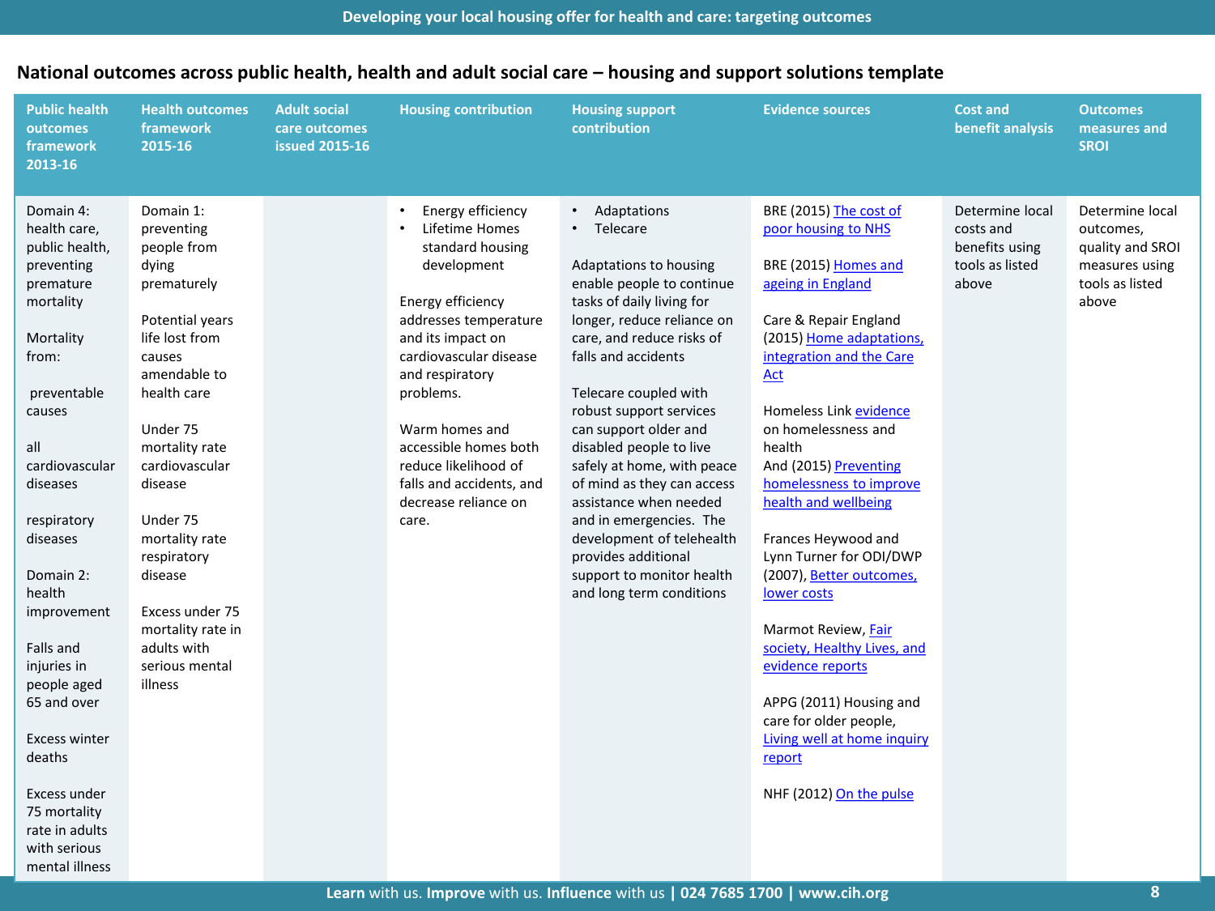## National outcomes across public health, health and adult social care – housing and support solutions template

| Public health outcomes framework 2013-16 | Health outcomes framework 2015-16 | Adult social care outcomes issued 2015-16 | Housing contribution | Housing support contribution | Evidence sources | Cost and benefit analysis | Outcomes measures and SROI |
|---|---|---|---|---|---|---|---|
| Domain 4: health care, public health, preventing premature mortality<br><br>Mortality from:<br><br>preventable causes<br><br>all cardiovascular diseases<br><br>respiratory diseases<br><br>Domain 2: health improvement<br><br>Falls and injuries in people aged 65 and over<br><br>Excess winter deaths<br><br>Excess under 75 mortality rate in adults with serious mental illness | Domain 1: preventing people from dying prematurely<br><br>Potential years life lost from causes amendable to health care<br><br>Under 75 mortality rate cardiovascular disease<br><br>Under 75 mortality rate respiratory disease<br><br>Excess under 75 mortality rate in adults with serious mental illness | | • Energy efficiency<br>• Lifetime Homes standard housing development<br><br>Energy efficiency addresses temperature and its impact on cardiovascular disease and respiratory problems.<br><br>Warm homes and accessible homes both reduce likelihood of falls and accidents, and decrease reliance on care. | • Adaptations<br>• Telecare<br><br>Adaptations to housing enable people to continue tasks of daily living for longer, reduce reliance on care, and reduce risks of falls and accidents<br><br>Telecare coupled with robust support services can support older and disabled people to live safely at home, with peace of mind as they can access assistance when needed and in emergencies. The development of telehealth provides additional support to monitor health and long term conditions | BRE (2015) The cost of poor housing to NHS<br><br>BRE (2015) Homes and ageing in England<br><br>Care & Repair England (2015) Home adaptations, integration and the Care Act<br><br>Homeless Link evidence on homelessness and health<br>And (2015) Preventing homelessness to improve health and wellbeing<br><br>Frances Heywood and Lynn Turner for ODI/DWP (2007), Better outcomes, lower costs<br><br>Marmot Review, Fair society, Healthy Lives, and evidence reports<br><br>APPG (2011) Housing and care for older people, Living well at home inquiry report<br><br>NHF (2012) On the pulse | Determine local costs and benefits using tools as listed above | Determine local outcomes, quality and SROI measures using tools as listed above |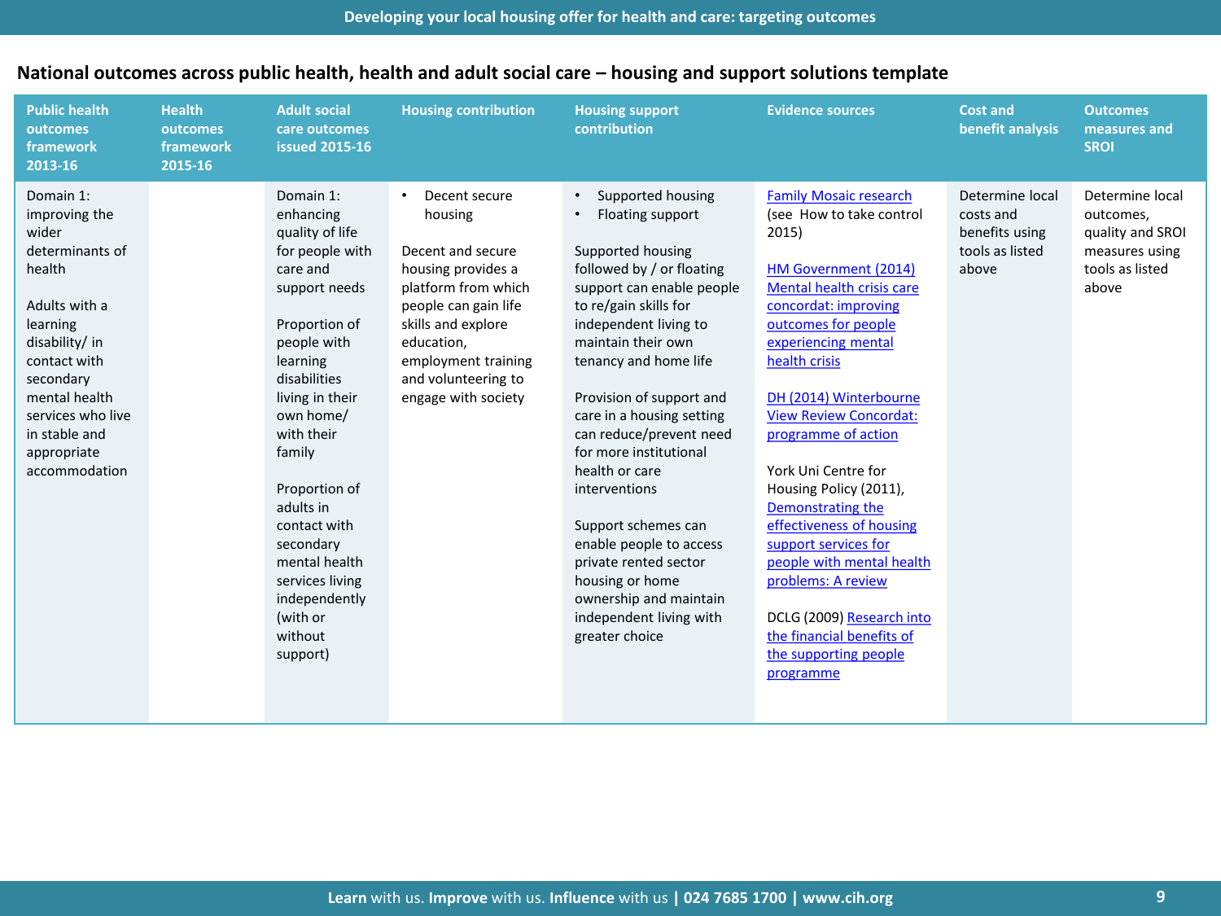## National outcomes across public health, health and adult social care – housing and support solutions template

| Public health outcomes framework 2013-16 | Health outcomes framework 2015-16 | Adult social care outcomes issued 2015-16 | Housing contribution | Housing support contribution | Evidence sources | Cost and benefit analysis | Outcomes measures and SROI |
|---|---|---|---|---|---|---|---|
| Domain 1: improving the wider determinants of health<br><br>Adults with a learning disability/ in contact with secondary mental health services who live in stable and appropriate accommodation | | Domain 1: enhancing quality of life for people with care and support needs<br><br>Proportion of people with learning disabilities living in their own home/ with their family<br><br>Proportion of adults in contact with secondary mental health services living independently (with or without support) | • Decent secure housing<br><br>Decent and secure housing provides a platform from which people can gain life skills and explore education, employment training and volunteering to engage with society | • Supported housing<br>• Floating support<br><br>Supported housing followed by / or floating support can enable people to re/gain skills for independent living to maintain their own tenancy and home life<br><br>Provision of support and care in a housing setting can reduce/prevent need for more institutional health or care interventions<br><br>Support schemes can enable people to access private rented sector housing or home ownership and maintain independent living with greater choice | Family Mosaic research (see How to take control 2015)<br><br>HM Government (2014) Mental health crisis care concordat: improving outcomes for people experiencing mental health crisis<br><br>DH (2014) Winterbourne View Review Concordat: programme of action<br><br>York Uni Centre for Housing Policy (2011), Demonstrating the effectiveness of housing support services for people with mental health problems: A review<br><br>DCLG (2009) Research into the financial benefits of the supporting people programme | Determine local costs and benefits using tools as listed above | Determine local outcomes, quality and SROI measures using tools as listed above |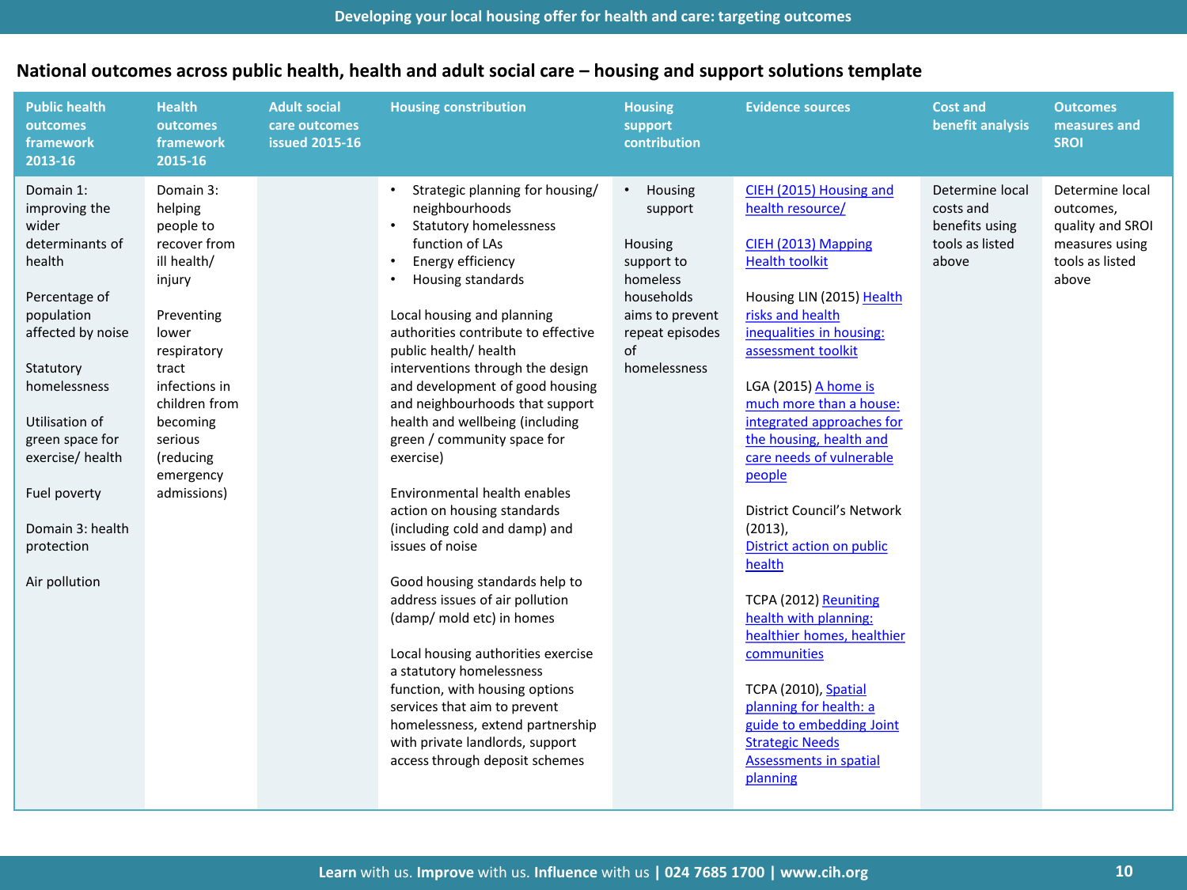## National outcomes across public health, health and adult social care – housing and support solutions template

| Public health outcomes framework 2013-16 | Health outcomes framework 2015-16 | Adult social care outcomes issued 2015-16 | Housing constribution | Housing support contribution | Evidence sources | Cost and benefit analysis | Outcomes measures and SROI |
|---|---|---|---|---|---|---|---|
| Domain 1: improving the wider determinants of health<br><br>Percentage of population affected by noise<br><br>Statutory homelessness<br><br>Utilisation of green space for exercise/ health<br><br>Fuel poverty<br><br>Domain 3: health protection<br><br>Air pollution | Domain 3: helping people to recover from ill health/ injury<br><br>Preventing lower respiratory tract infections in children from becoming serious (reducing emergency admissions) | | • Strategic planning for housing/ neighbourhoods<br>• Statutory homelessness function of LAs<br>• Energy efficiency<br>• Housing standards<br><br>Local housing and planning authorities contribute to effective public health/ health interventions through the design and development of good housing and neighbourhoods that support health and wellbeing (including green / community space for exercise)<br><br>Environmental health enables action on housing standards (including cold and damp) and issues of noise<br><br>Good housing standards help to address issues of air pollution (damp/ mold etc) in homes<br><br>Local housing authorities exercise a statutory homelessness function, with housing options services that aim to prevent homelessness, extend partnership with private landlords, support access through deposit schemes | • Housing support<br><br>Housing support to homeless households aims to prevent repeat episodes of homelessness | CIEH (2015) Housing and health resource/<br><br>CIEH (2013) Mapping Health toolkit<br><br>Housing LIN (2015) Health risks and health inequalities in housing: assessment toolkit<br><br>LGA (2015) A home is much more than a house: integrated approaches for the housing, health and care needs of vulnerable people<br><br>District Council's Network (2013), District action on public health<br><br>TCPA (2012) Reuniting health with planning: healthier homes, healthier communities<br><br>TCPA (2010), Spatial planning for health: a guide to embedding Joint Strategic Needs Assessments in spatial planning | Determine local costs and benefits using tools as listed above | Determine local outcomes, quality and SROI measures using tools as listed above |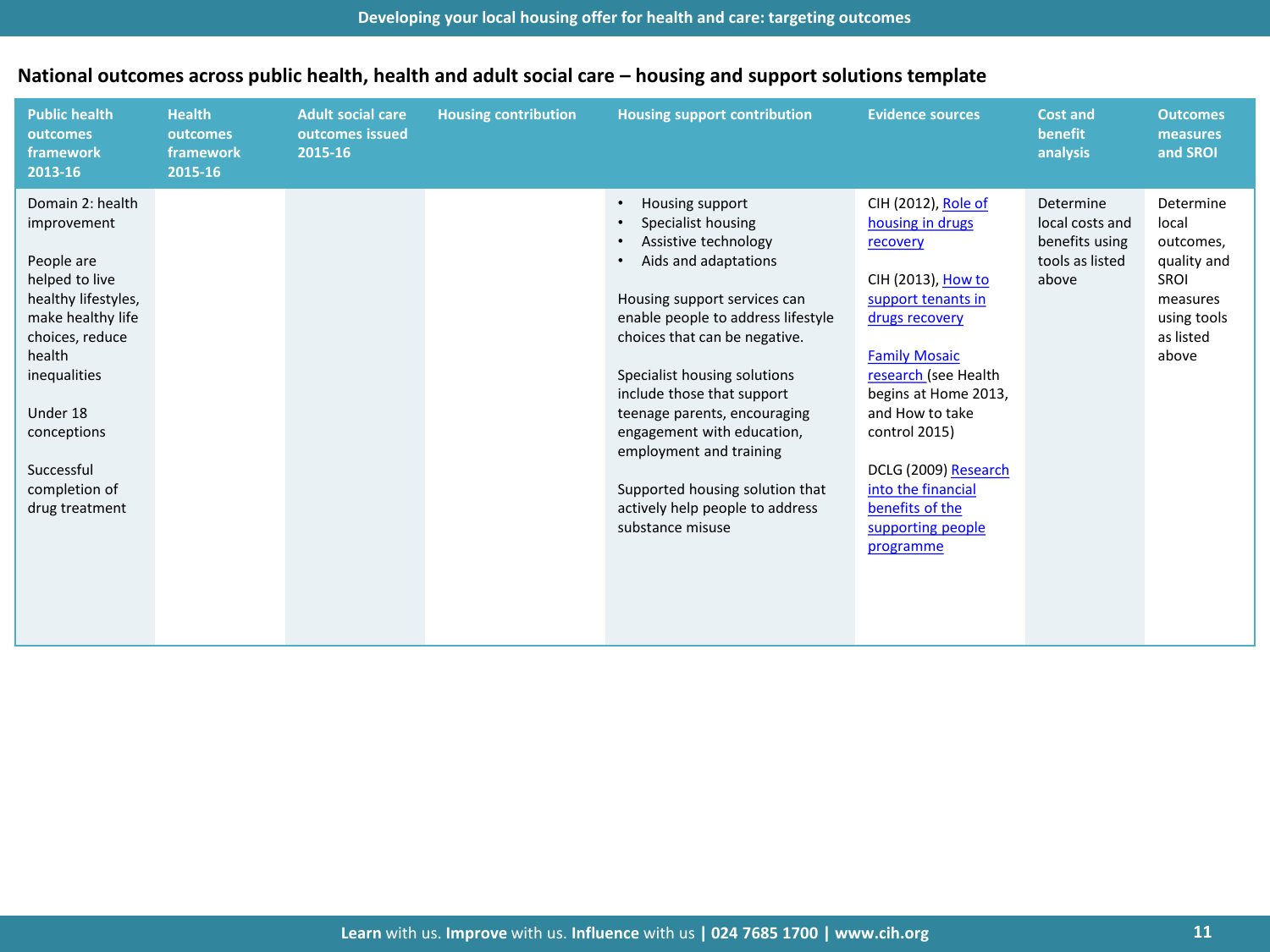## National outcomes across public health, health and adult social care – housing and support solutions template

| Public health outcomes framework 2013-16 | Health outcomes framework 2015-16 | Adult social care outcomes issued 2015-16 | Housing contribution | Housing support contribution | Evidence sources | Cost and benefit analysis | Outcomes measures and SROI |
|---|---|---|---|---|---|---|---|
| Domain 2: health improvement<br><br>People are helped to live healthy lifestyles, make healthy life choices, reduce health inequalities<br><br>Under 18 conceptions<br><br>Successful completion of drug treatment | | | | • Housing support<br>• Specialist housing<br>• Assistive technology<br>• Aids and adaptations<br><br>Housing support services can enable people to address lifestyle choices that can be negative.<br><br>Specialist housing solutions include those that support teenage parents, encouraging engagement with education, employment and training<br><br>Supported housing solution that actively help people to address substance misuse | CIH (2012), Role of housing in drugs recovery<br><br>CIH (2013), How to support tenants in drugs recovery<br><br>Family Mosaic research (see Health begins at Home 2013, and How to take control 2015)<br><br>DCLG (2009) Research into the financial benefits of the supporting people programme | Determine local costs and benefits using tools as listed above | Determine local outcomes, quality and SROI measures using tools as listed above |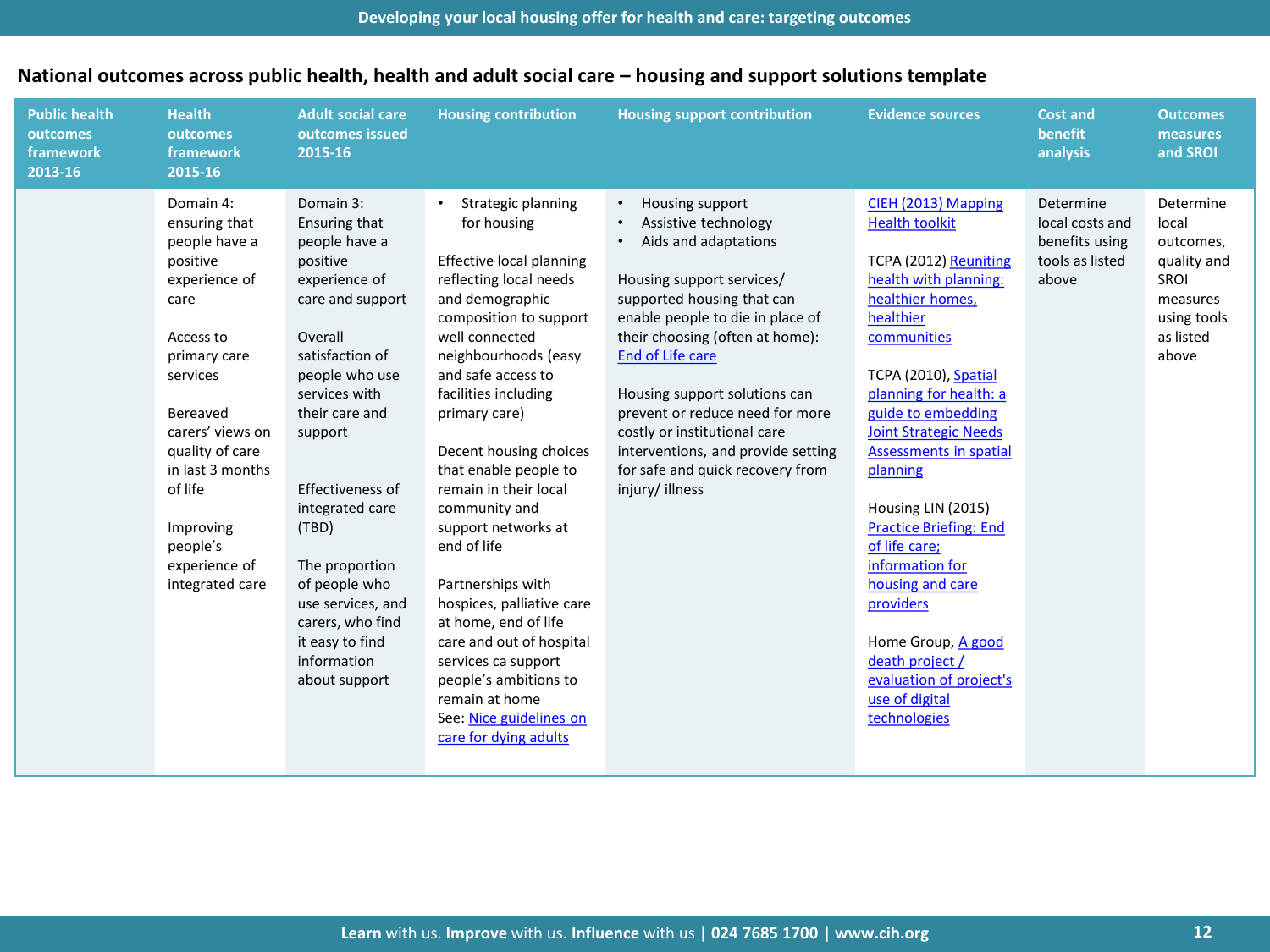## National outcomes across public health, health and adult social care – housing and support solutions template

| Public health outcomes framework 2013-16 | Health outcomes framework 2015-16 | Adult social care outcomes issued 2015-16 | Housing contribution | Housing support contribution | Evidence sources | Cost and benefit analysis | Outcomes measures and SROI |
|---|---|---|---|---|---|---|---|
| | Domain 4: ensuring that people have a positive experience of care<br><br>Access to primary care services<br><br>Bereaved carers' views on quality of care in last 3 months of life<br><br>Improving people's experience of integrated care | Domain 3: Ensuring that people have a positive experience of care and support<br><br>Overall satisfaction of people who use services with their care and support<br><br>Effectiveness of integrated care (TBD)<br><br>The proportion of people who use services, and carers, who find it easy to find information about support | • Strategic planning for housing<br><br>Effective local planning reflecting local needs and demographic composition to support well connected neighbourhoods (easy and safe access to facilities including primary care)<br><br>Decent housing choices that enable people to remain in their local community and support networks at end of life<br><br>Partnerships with hospices, palliative care at home, end of life care and out of hospital services ca support people's ambitions to remain at home<br>See: Nice guidelines on care for dying adults | • Housing support<br>• Assistive technology<br>• Aids and adaptations<br><br>Housing support services/ supported housing that can enable people to die in place of their choosing (often at home): End of Life care<br><br>Housing support solutions can prevent or reduce need for more costly or institutional care interventions, and provide setting for safe and quick recovery from injury/ illness | CIEH (2013) Mapping Health toolkit<br><br>TCPA (2012) Reuniting health with planning: healthier homes, healthier communities<br><br>TCPA (2010), Spatial planning for health: a guide to embedding Joint Strategic Needs Assessments in spatial planning<br><br>Housing LIN (2015) Practice Briefing: End of life care; information for housing and care providers<br><br>Home Group, A good death project / evaluation of project's use of digital technologies | Determine local costs and benefits using tools as listed above | Determine local outcomes, quality and SROI measures using tools as listed above |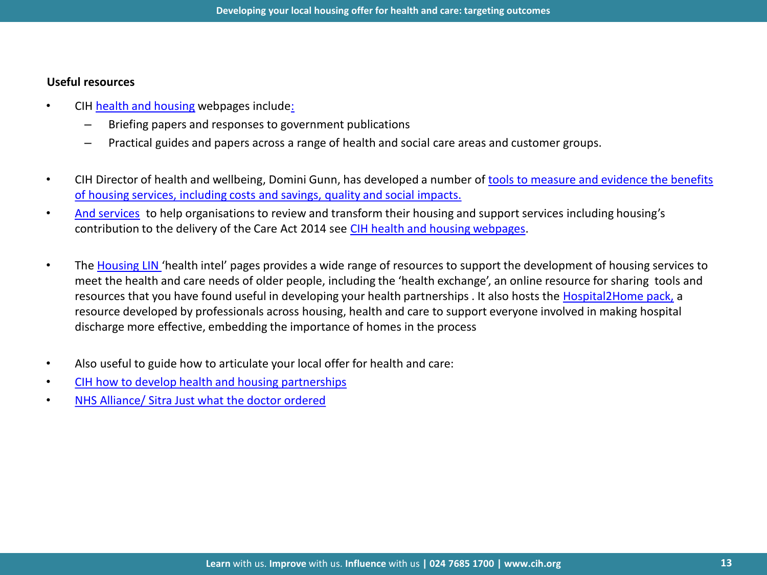**Useful resources**

- CIH health and housing webpages include:
  - Briefing papers and responses to government publications
  - Practical guides and papers across a range of health and social care areas and customer groups.

- CIH Director of health and wellbeing, Domini Gunn, has developed a number of tools to measure and evidence the benefits of housing services, including costs and savings, quality and social impacts.
- And services to help organisations to review and transform their housing and support services including housing's contribution to the delivery of the Care Act 2014 see CIH health and housing webpages.

- The Housing LIN 'health intel' pages provides a wide range of resources to support the development of housing services to meet the health and care needs of older people, including the 'health exchange', an online resource for sharing tools and resources that you have found useful in developing your health partnerships . It also hosts the Hospital2Home pack, a resource developed by professionals across housing, health and care to support everyone involved in making hospital discharge more effective, embedding the importance of homes in the process

- Also useful to guide how to articulate your local offer for health and care:
- CIH how to develop health and housing partnerships
- NHS Alliance/ Sitra Just what the doctor ordered